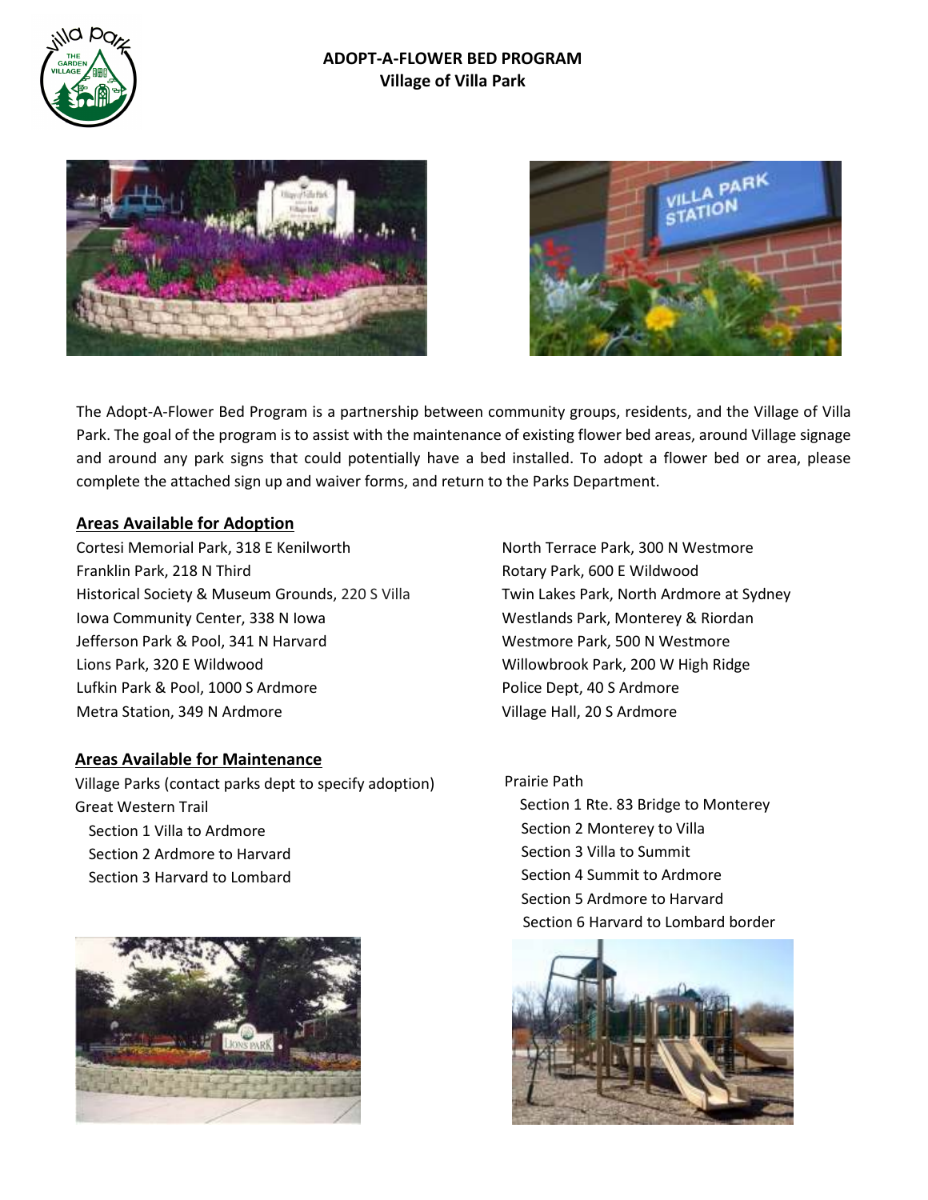# ADOPT-A-FLOWER BED PROGRAM
## Village of Villa Park

The Adopt-A-Flower Bed Program is a partnership between community groups, residents, and the Village of Villa Park. The goal of the program is to assist with the maintenance of existing flower bed areas, around Village signage and around any park signs that could potentially have a bed installed. To adopt a flower bed or area, please complete the attached sign up and waiver forms, and return to the Parks Department.

### Areas Available for Adoption

Cortesi Memorial Park, 318 E Kenilworth
Franklin Park, 218 N Third
Historical Society & Museum Grounds, 220 S Villa
Iowa Community Center, 338 N Iowa
Jefferson Park & Pool, 341 N Harvard
Lions Park, 320 E Wildwood
Lufkin Park & Pool, 1000 S Ardmore
Metra Station, 349 N Ardmore
North Terrace Park, 300 N Westmore
Rotary Park, 600 E Wildwood
Twin Lakes Park, North Ardmore at Sydney
Westlands Park, Monterey & Riordan
Westmore Park, 500 N Westmore
Willowbrook Park, 200 W High Ridge
Police Dept, 40 S Ardmore
Village Hall, 20 S Ardmore

### Areas Available for Maintenance

Village Parks (contact parks dept to specify adoption)

Great Western Trail
- Section 1 Villa to Ardmore
- Section 2 Ardmore to Harvard
- Section 3 Harvard to Lombard

Prairie Path
- Section 1 Rte. 83 Bridge to Monterey
- Section 2 Monterey to Villa
- Section 3 Villa to Summit
- Section 4 Summit to Ardmore
- Section 5 Ardmore to Harvard
- Section 6 Harvard to Lombard border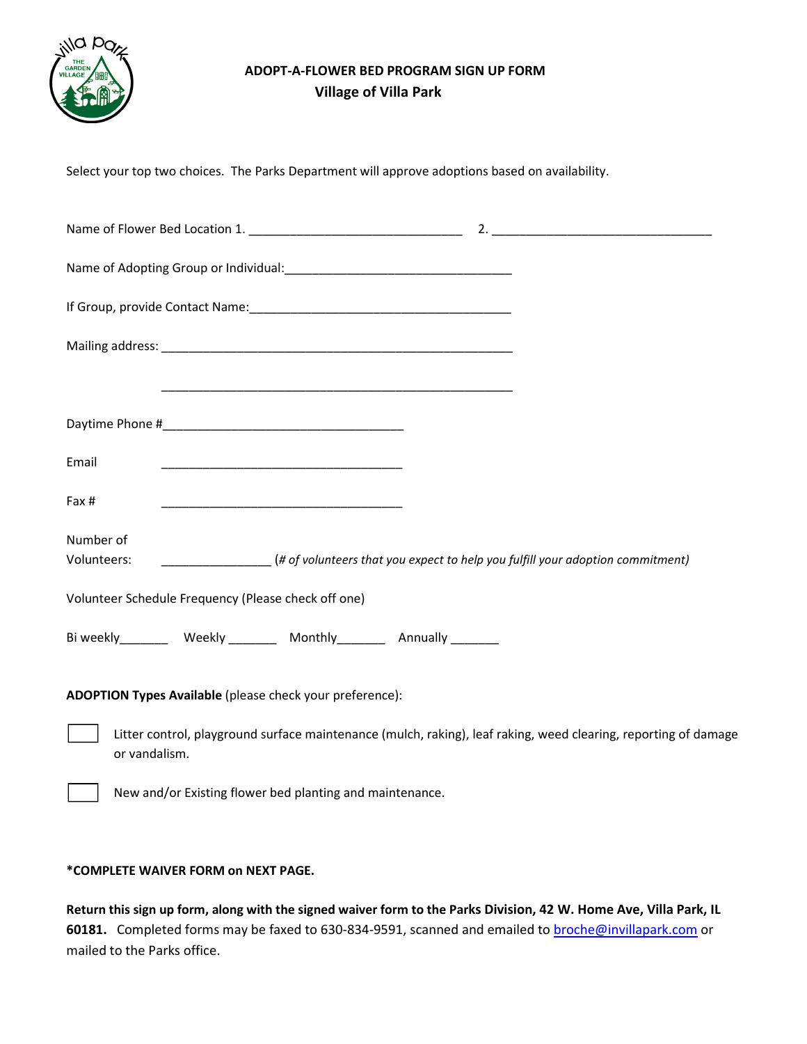**ADOPT-A-FLOWER BED PROGRAM SIGN UP FORM**

**Village of Villa Park**

Select your top two choices. The Parks Department will approve adoptions based on availability.

Name of Flower Bed Location 1. _______________________________ 2. _________________________________

Name of Adopting Group or Individual:_________________________________

If Group, provide Contact Name:______________________________________

Mailing address: ___________________________________________________

___________________________________________________

Daytime Phone #___________________________________

Email ___________________________________

Fax # ___________________________________

Number of Volunteers: ________________ *(# of volunteers that you expect to help you fulfill your adoption commitment)*

Volunteer Schedule Frequency (Please check off one)

Bi weekly_______ Weekly _______ Monthly_______ Annually _______

**ADOPTION Types Available** (please check your preference):

☐ Litter control, playground surface maintenance (mulch, raking), leaf raking, weed clearing, reporting of damage or vandalism.

☐ New and/or Existing flower bed planting and maintenance.

**\*COMPLETE WAIVER FORM on NEXT PAGE.**

**Return this sign up form, along with the signed waiver form to the Parks Division, 42 W. Home Ave, Villa Park, IL 60181.** Completed forms may be faxed to 630-834-9591, scanned and emailed to broche@invillapark.com or mailed to the Parks office.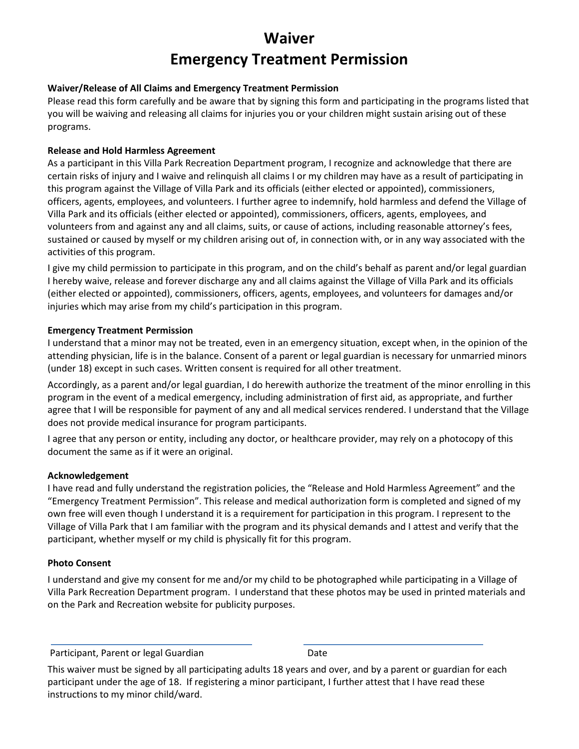# Waiver
# Emergency Treatment Permission

**Waiver/Release of All Claims and Emergency Treatment Permission**

Please read this form carefully and be aware that by signing this form and participating in the programs listed that you will be waiving and releasing all claims for injuries you or your children might sustain arising out of these programs.

**Release and Hold Harmless Agreement**

As a participant in this Villa Park Recreation Department program, I recognize and acknowledge that there are certain risks of injury and I waive and relinquish all claims I or my children may have as a result of participating in this program against the Village of Villa Park and its officials (either elected or appointed), commissioners, officers, agents, employees, and volunteers. I further agree to indemnify, hold harmless and defend the Village of Villa Park and its officials (either elected or appointed), commissioners, officers, agents, employees, and volunteers from and against any and all claims, suits, or cause of actions, including reasonable attorney's fees, sustained or caused by myself or my children arising out of, in connection with, or in any way associated with the activities of this program.

I give my child permission to participate in this program, and on the child's behalf as parent and/or legal guardian I hereby waive, release and forever discharge any and all claims against the Village of Villa Park and its officials (either elected or appointed), commissioners, officers, agents, employees, and volunteers for damages and/or injuries which may arise from my child's participation in this program.

**Emergency Treatment Permission**

I understand that a minor may not be treated, even in an emergency situation, except when, in the opinion of the attending physician, life is in the balance. Consent of a parent or legal guardian is necessary for unmarried minors (under 18) except in such cases. Written consent is required for all other treatment.

Accordingly, as a parent and/or legal guardian, I do herewith authorize the treatment of the minor enrolling in this program in the event of a medical emergency, including administration of first aid, as appropriate, and further agree that I will be responsible for payment of any and all medical services rendered. I understand that the Village does not provide medical insurance for program participants.

I agree that any person or entity, including any doctor, or healthcare provider, may rely on a photocopy of this document the same as if it were an original.

**Acknowledgement**

I have read and fully understand the registration policies, the "Release and Hold Harmless Agreement" and the "Emergency Treatment Permission". This release and medical authorization form is completed and signed of my own free will even though I understand it is a requirement for participation in this program. I represent to the Village of Villa Park that I am familiar with the program and its physical demands and I attest and verify that the participant, whether myself or my child is physically fit for this program.

**Photo Consent**

I understand and give my consent for me and/or my child to be photographed while participating in a Village of Villa Park Recreation Department program. I understand that these photos may be used in printed materials and on the Park and Recreation website for publicity purposes.

______________________________________ ______________________________________

Participant, Parent or legal Guardian Date

This waiver must be signed by all participating adults 18 years and over, and by a parent or guardian for each participant under the age of 18. If registering a minor participant, I further attest that I have read these instructions to my minor child/ward.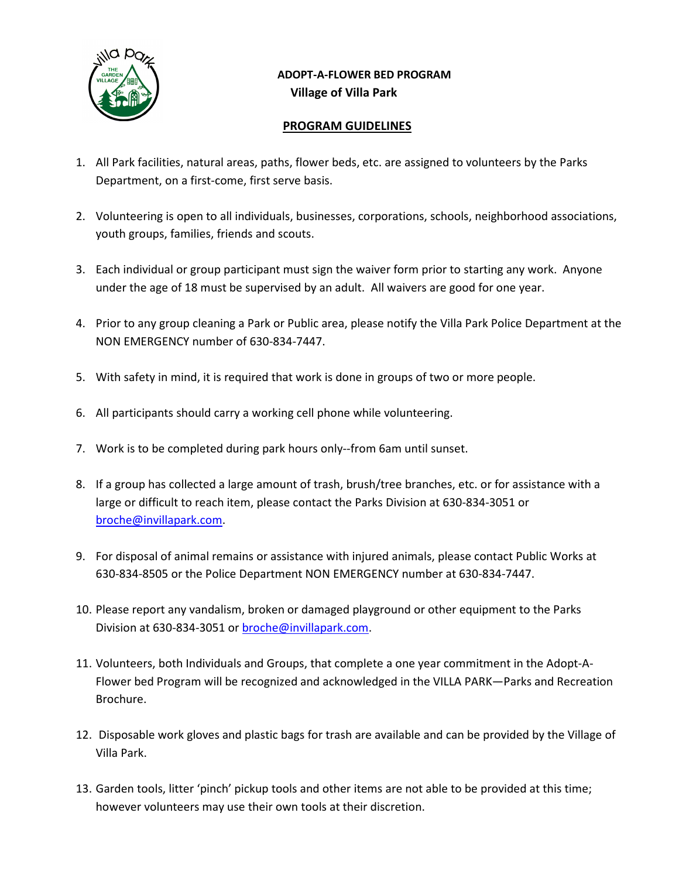**ADOPT-A-FLOWER BED PROGRAM**
**Village of Villa Park**

## PROGRAM GUIDELINES

1. All Park facilities, natural areas, paths, flower beds, etc. are assigned to volunteers by the Parks Department, on a first-come, first serve basis.

2. Volunteering is open to all individuals, businesses, corporations, schools, neighborhood associations, youth groups, families, friends and scouts.

3. Each individual or group participant must sign the waiver form prior to starting any work. Anyone under the age of 18 must be supervised by an adult. All waivers are good for one year.

4. Prior to any group cleaning a Park or Public area, please notify the Villa Park Police Department at the NON EMERGENCY number of 630-834-7447.

5. With safety in mind, it is required that work is done in groups of two or more people.

6. All participants should carry a working cell phone while volunteering.

7. Work is to be completed during park hours only--from 6am until sunset.

8. If a group has collected a large amount of trash, brush/tree branches, etc. or for assistance with a large or difficult to reach item, please contact the Parks Division at 630-834-3051 or broche@invillapark.com.

9. For disposal of animal remains or assistance with injured animals, please contact Public Works at 630-834-8505 or the Police Department NON EMERGENCY number at 630-834-7447.

10. Please report any vandalism, broken or damaged playground or other equipment to the Parks Division at 630-834-3051 or broche@invillapark.com.

11. Volunteers, both Individuals and Groups, that complete a one year commitment in the Adopt-A-Flower bed Program will be recognized and acknowledged in the VILLA PARK—Parks and Recreation Brochure.

12. Disposable work gloves and plastic bags for trash are available and can be provided by the Village of Villa Park.

13. Garden tools, litter 'pinch' pickup tools and other items are not able to be provided at this time; however volunteers may use their own tools at their discretion.